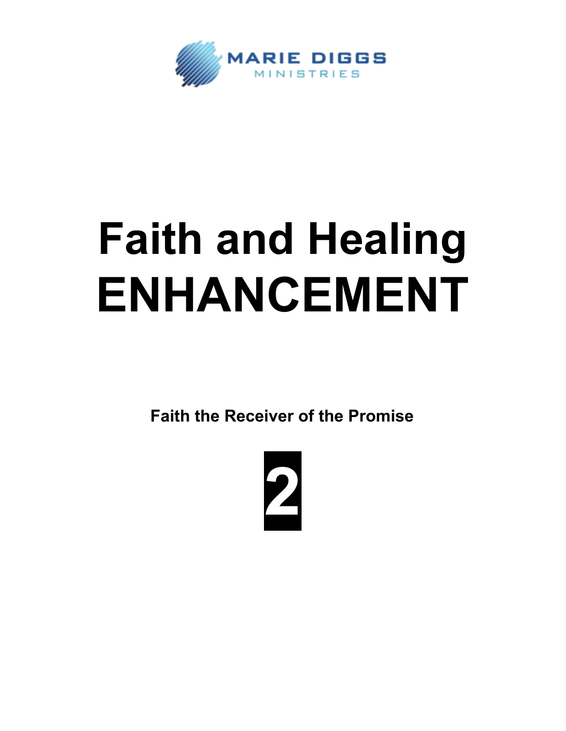MARIE DIGGS
MINISTRIES

# Faith and Healing ENHANCEMENT

**Faith the Receiver of the Promise**

**2**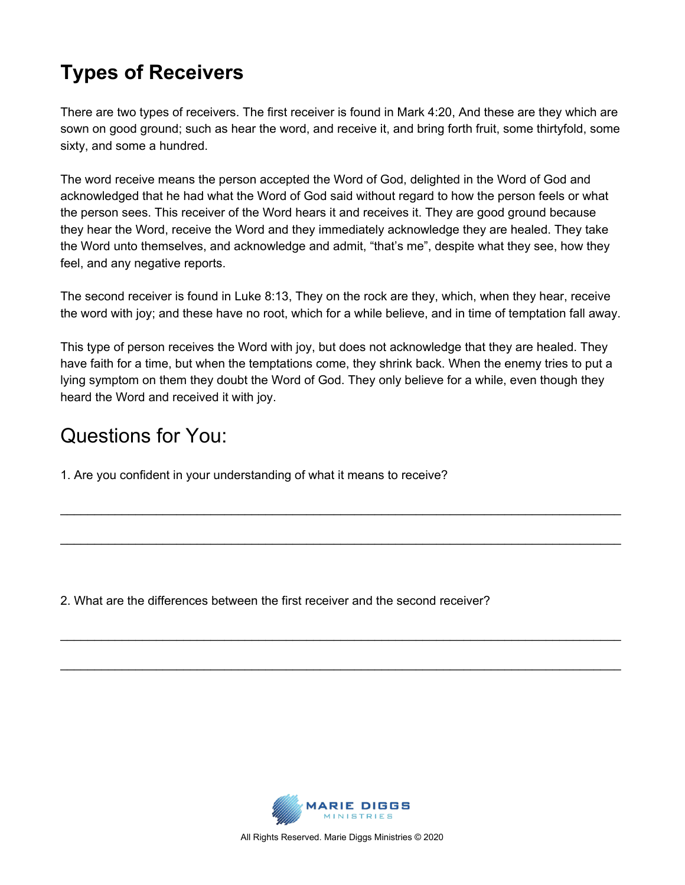# Types of Receivers

There are two types of receivers. The first receiver is found in Mark 4:20, And these are they which are sown on good ground; such as hear the word, and receive it, and bring forth fruit, some thirtyfold, some sixty, and some a hundred.

The word receive means the person accepted the Word of God, delighted in the Word of God and acknowledged that he had what the Word of God said without regard to how the person feels or what the person sees. This receiver of the Word hears it and receives it. They are good ground because they hear the Word, receive the Word and they immediately acknowledge they are healed. They take the Word unto themselves, and acknowledge and admit, "that's me", despite what they see, how they feel, and any negative reports.

The second receiver is found in Luke 8:13, They on the rock are they, which, when they hear, receive the word with joy; and these have no root, which for a while believe, and in time of temptation fall away.

This type of person receives the Word with joy, but does not acknowledge that they are healed. They have faith for a time, but when the temptations come, they shrink back. When the enemy tries to put a lying symptom on them they doubt the Word of God. They only believe for a while, even though they heard the Word and received it with joy.

## Questions for You:

1. Are you confident in your understanding of what it means to receive?

______________________________________________________________________________

______________________________________________________________________________

2. What are the differences between the first receiver and the second receiver?

______________________________________________________________________________

______________________________________________________________________________

MARIE DIGGS MINISTRIES

All Rights Reserved. Marie Diggs Ministries © 2020